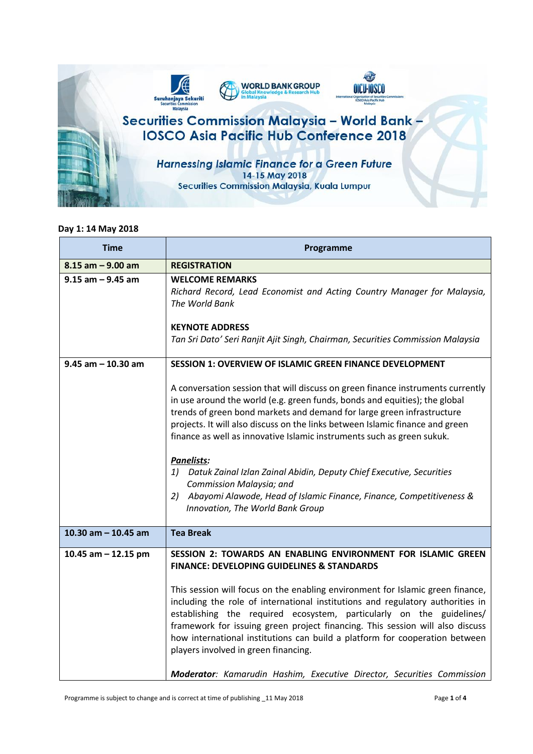# Securities Commission Malaysia – World Bank – IOSCO Asia Pacific Hub Conference 2018

## *Harnessing Islamic Finance for a Green Future*

14-15 May 2018

Securities Commission Malaysia, Kuala Lumpur

**Day 1: 14 May 2018**

| Time | Programme |
|---|---|
| **8.15 am – 9.00 am** | **REGISTRATION** |
| **9.15 am – 9.45 am** | **WELCOME REMARKS**<br>*Richard Record, Lead Economist and Acting Country Manager for Malaysia, The World Bank*<br><br>**KEYNOTE ADDRESS**<br>*Tan Sri Dato' Seri Ranjit Ajit Singh, Chairman, Securities Commission Malaysia* |
| **9.45 am – 10.30 am** | **SESSION 1: OVERVIEW OF ISLAMIC GREEN FINANCE DEVELOPMENT**<br><br>A conversation session that will discuss on green finance instruments currently in use around the world (e.g. green funds, bonds and equities); the global trends of green bond markets and demand for large green infrastructure projects. It will also discuss on the links between Islamic finance and green finance as well as innovative Islamic instruments such as green sukuk.<br><br>***Panelists:***<br>*1) Datuk Zainal Izlan Zainal Abidin, Deputy Chief Executive, Securities Commission Malaysia; and*<br>*2) Abayomi Alawode, Head of Islamic Finance, Finance, Competitiveness & Innovation, The World Bank Group* |
| **10.30 am – 10.45 am** | **Tea Break** |
| **10.45 am – 12.15 pm** | **SESSION 2: TOWARDS AN ENABLING ENVIRONMENT FOR ISLAMIC GREEN FINANCE: DEVELOPING GUIDELINES & STANDARDS**<br><br>This session will focus on the enabling environment for Islamic green finance, including the role of international institutions and regulatory authorities in establishing the required ecosystem, particularly on the guidelines/ framework for issuing green project financing. This session will also discuss how international institutions can build a platform for cooperation between players involved in green financing.<br><br>***Moderator****: Kamarudin Hashim, Executive Director, Securities Commission* |

Programme is subject to change and is correct at time of publishing _11 May 2018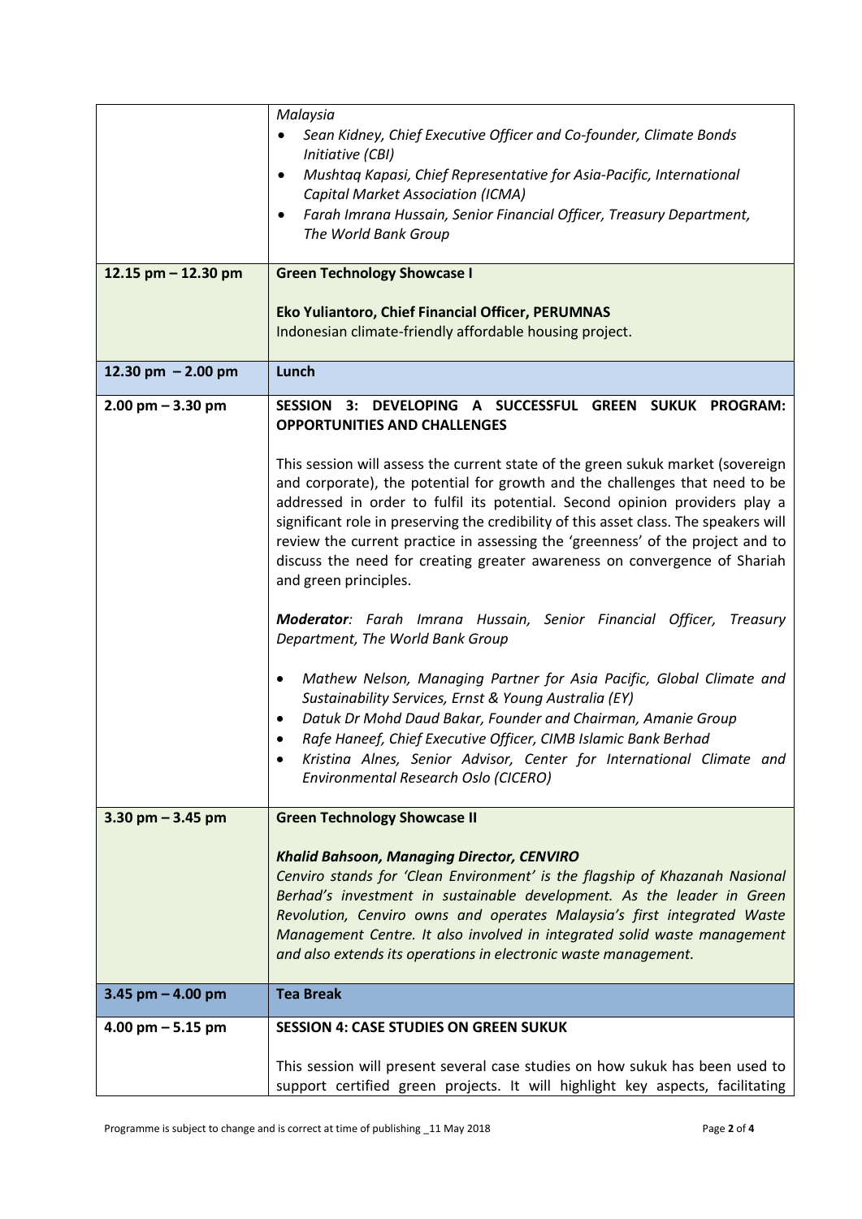| | |
|---|---|
| | *Malaysia*<br>• *Sean Kidney, Chief Executive Officer and Co-founder, Climate Bonds Initiative (CBI)*<br>• *Mushtaq Kapasi, Chief Representative for Asia-Pacific, International Capital Market Association (ICMA)*<br>• *Farah Imrana Hussain, Senior Financial Officer, Treasury Department, The World Bank Group* |
| **12.15 pm – 12.30 pm** | **Green Technology Showcase I**<br><br>**Eko Yuliantoro, Chief Financial Officer, PERUMNAS**<br>Indonesian climate-friendly affordable housing project. |
| **12.30 pm – 2.00 pm** | **Lunch** |
| **2.00 pm – 3.30 pm** | **SESSION 3: DEVELOPING A SUCCESSFUL GREEN SUKUK PROGRAM: OPPORTUNITIES AND CHALLENGES**<br><br>This session will assess the current state of the green sukuk market (sovereign and corporate), the potential for growth and the challenges that need to be addressed in order to fulfil its potential. Second opinion providers play a significant role in preserving the credibility of this asset class. The speakers will review the current practice in assessing the 'greenness' of the project and to discuss the need for creating greater awareness on convergence of Shariah and green principles.<br><br>***Moderator***: *Farah Imrana Hussain, Senior Financial Officer, Treasury Department, The World Bank Group*<br><br>• *Mathew Nelson, Managing Partner for Asia Pacific, Global Climate and Sustainability Services, Ernst & Young Australia (EY)*<br>• *Datuk Dr Mohd Daud Bakar, Founder and Chairman, Amanie Group*<br>• *Rafe Haneef, Chief Executive Officer, CIMB Islamic Bank Berhad*<br>• *Kristina Alnes, Senior Advisor, Center for International Climate and Environmental Research Oslo (CICERO)* |
| **3.30 pm – 3.45 pm** | **Green Technology Showcase II**<br><br>***Khalid Bahsoon, Managing Director, CENVIRO***<br>*Cenviro stands for 'Clean Environment' is the flagship of Khazanah Nasional Berhad's investment in sustainable development. As the leader in Green Revolution, Cenviro owns and operates Malaysia's first integrated Waste Management Centre. It also involved in integrated solid waste management and also extends its operations in electronic waste management.* |
| **3.45 pm – 4.00 pm** | **Tea Break** |
| **4.00 pm – 5.15 pm** | **SESSION 4: CASE STUDIES ON GREEN SUKUK**<br><br>This session will present several case studies on how sukuk has been used to support certified green projects. It will highlight key aspects, facilitating |

Programme is subject to change and is correct at time of publishing _11 May 2018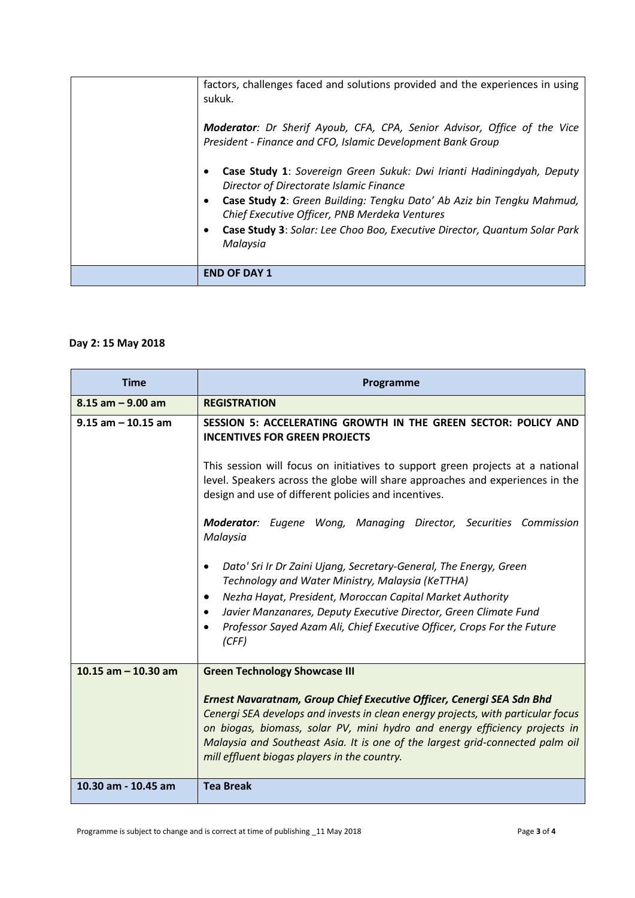| | |
|---|---|
| | factors, challenges faced and solutions provided and the experiences in using sukuk.<br><br>***Moderator****: Dr Sherif Ayoub, CFA, CPA, Senior Advisor, Office of the Vice President - Finance and CFO, Islamic Development Bank Group*<br><br>• **Case Study 1**: *Sovereign Green Sukuk: Dwi Irianti Hadiningdyah, Deputy Director of Directorate Islamic Finance*<br>• **Case Study 2**: *Green Building: Tengku Dato' Ab Aziz bin Tengku Mahmud, Chief Executive Officer, PNB Merdeka Ventures*<br>• **Case Study 3**: *Solar: Lee Choo Boo, Executive Director, Quantum Solar Park Malaysia* |
| | **END OF DAY 1** |

**Day 2: 15 May 2018**

| Time | Programme |
|---|---|
| **8.15 am – 9.00 am** | **REGISTRATION** |
| **9.15 am – 10.15 am** | **SESSION 5: ACCELERATING GROWTH IN THE GREEN SECTOR: POLICY AND INCENTIVES FOR GREEN PROJECTS**<br><br>This session will focus on initiatives to support green projects at a national level. Speakers across the globe will share approaches and experiences in the design and use of different policies and incentives.<br><br>***Moderator****: Eugene Wong, Managing Director, Securities Commission Malaysia*<br><br>• *Dato' Sri Ir Dr Zaini Ujang, Secretary-General, The Energy, Green Technology and Water Ministry, Malaysia (KeTTHA)*<br>• *Nezha Hayat, President, Moroccan Capital Market Authority*<br>• *Javier Manzanares, Deputy Executive Director, Green Climate Fund*<br>• *Professor Sayed Azam Ali, Chief Executive Officer, Crops For the Future (CFF)* |
| **10.15 am – 10.30 am** | **Green Technology Showcase III**<br><br>***Ernest Navaratnam, Group Chief Executive Officer, Cenergi SEA Sdn Bhd***<br>*Cenergi SEA develops and invests in clean energy projects, with particular focus on biogas, biomass, solar PV, mini hydro and energy efficiency projects in Malaysia and Southeast Asia. It is one of the largest grid-connected palm oil mill effluent biogas players in the country.* |
| **10.30 am - 10.45 am** | **Tea Break** |

Programme is subject to change and is correct at time of publishing _11 May 2018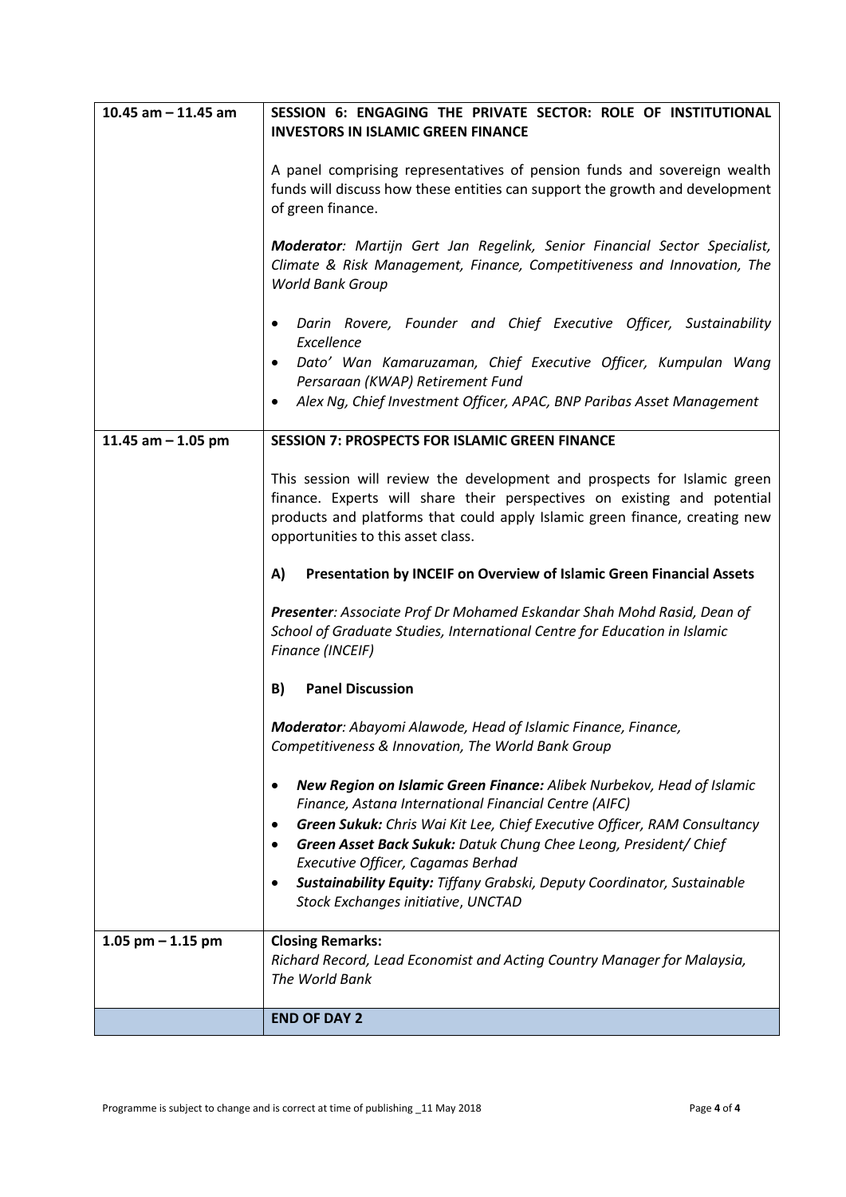| | |
|---|---|
| 10.45 am – 11.45 am | **SESSION 6: ENGAGING THE PRIVATE SECTOR: ROLE OF INSTITUTIONAL INVESTORS IN ISLAMIC GREEN FINANCE**<br><br>A panel comprising representatives of pension funds and sovereign wealth funds will discuss how these entities can support the growth and development of green finance.<br><br>***Moderator**: Martijn Gert Jan Regelink, Senior Financial Sector Specialist, Climate & Risk Management, Finance, Competitiveness and Innovation, The World Bank Group*<br><br>• *Darin Rovere, Founder and Chief Executive Officer, Sustainability Excellence*<br>• *Dato' Wan Kamaruzaman, Chief Executive Officer, Kumpulan Wang Persaraan (KWAP) Retirement Fund*<br>• *Alex Ng, Chief Investment Officer, APAC, BNP Paribas Asset Management* |
| 11.45 am – 1.05 pm | **SESSION 7: PROSPECTS FOR ISLAMIC GREEN FINANCE**<br><br>This session will review the development and prospects for Islamic green finance. Experts will share their perspectives on existing and potential products and platforms that could apply Islamic green finance, creating new opportunities to this asset class.<br><br>**A) Presentation by INCEIF on Overview of Islamic Green Financial Assets**<br><br>***Presenter**: Associate Prof Dr Mohamed Eskandar Shah Mohd Rasid, Dean of School of Graduate Studies, International Centre for Education in Islamic Finance (INCEIF)*<br><br>**B) Panel Discussion**<br><br>***Moderator**: Abayomi Alawode, Head of Islamic Finance, Finance, Competitiveness & Innovation, The World Bank Group*<br><br>• ***New Region on Islamic Green Finance:** Alibek Nurbekov, Head of Islamic Finance, Astana International Financial Centre (AIFC)*<br>• ***Green Sukuk:** Chris Wai Kit Lee, Chief Executive Officer, RAM Consultancy*<br>• ***Green Asset Back Sukuk:** Datuk Chung Chee Leong, President/ Chief Executive Officer, Cagamas Berhad*<br>• ***Sustainability Equity:** Tiffany Grabski, Deputy Coordinator, Sustainable Stock Exchanges initiative, UNCTAD* |
| 1.05 pm – 1.15 pm | **Closing Remarks:**<br>*Richard Record, Lead Economist and Acting Country Manager for Malaysia, The World Bank* |
| | **END OF DAY 2** |

Programme is subject to change and is correct at time of publishing _11 May 2018